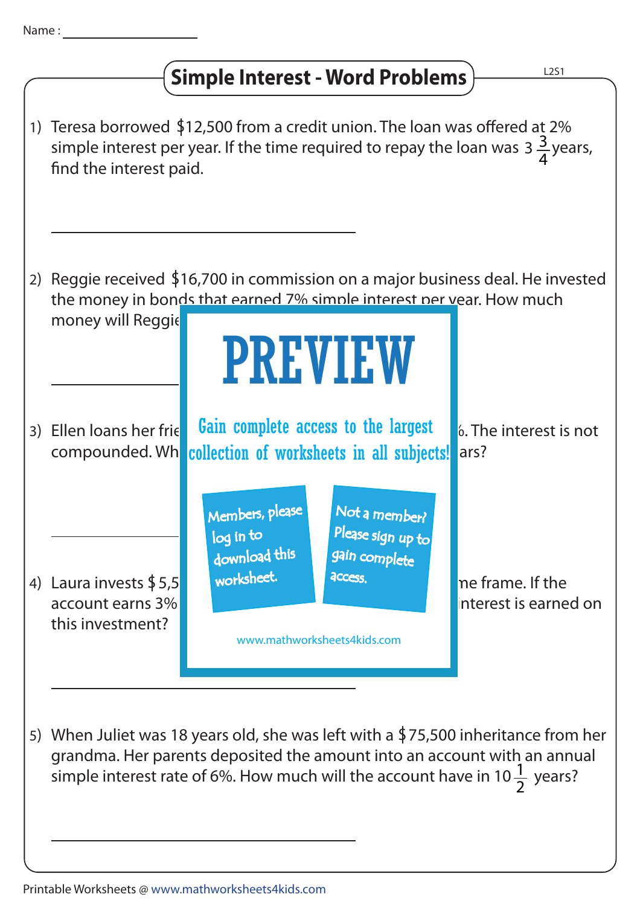Name : ____________________

## Simple Interest - Word Problems

L2S1

1) Teresa borrowed \$12,500 from a credit union. The loan was offered at 2% simple interest per year. If the time required to repay the loan was $3\frac{3}{4}$ years, find the interest paid.

______________________________

2) Reggie received \$16,700 in commission on a major business deal. He invested the money in bonds that earned 7% simple interest per year. How much money will Reggie

______________________________

3) Ellen loans her frie ... %. The interest is not compounded. Wh ... ars?

______________________________

4) Laura invests \$5,5 ... me frame. If the account earns 3% ... interest is earned on this investment?

______________________________

PREVIEW

Gain complete access to the largest collection of worksheets in all subjects!

Members, please log in to download this worksheet.

Not a member? Please sign up to gain complete access.

www.mathworksheets4kids.com

5) When Juliet was 18 years old, she was left with a \$75,500 inheritance from her grandma. Her parents deposited the amount into an account with an annual simple interest rate of 6%. How much will the account have in $10\frac{1}{2}$ years?

______________________________

Printable Worksheets @ www.mathworksheets4kids.com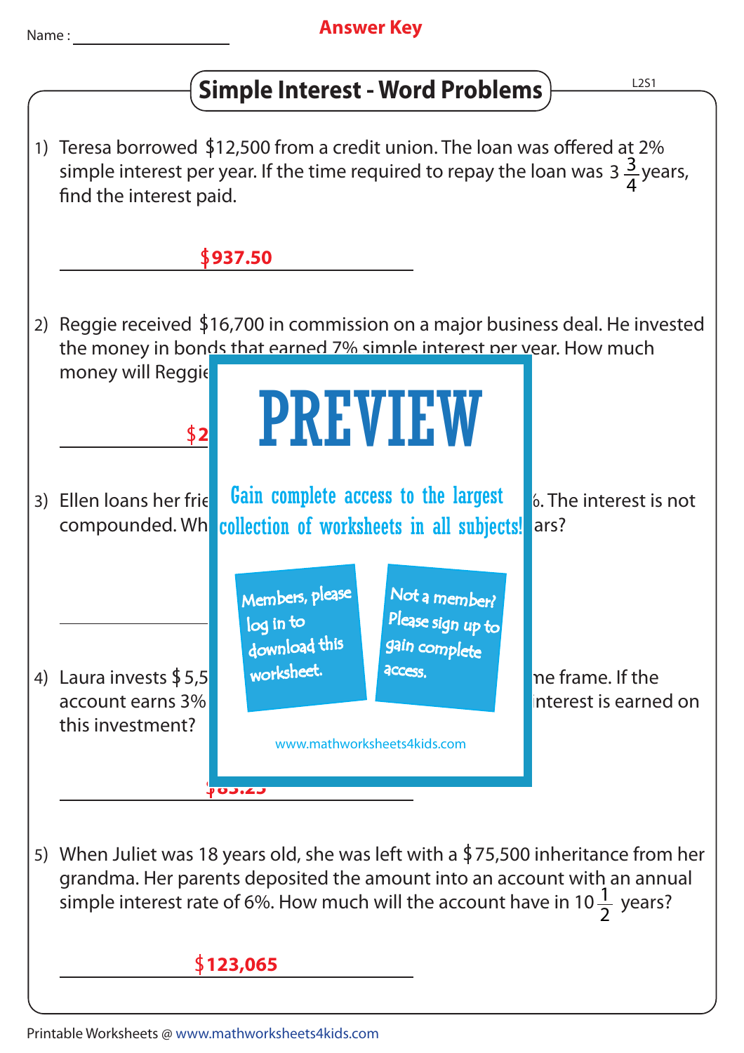Name : ________________

**Answer Key**

# Simple Interest - Word Problems

L2S1

1) Teresa borrowed \$12,500 from a credit union. The loan was offered at 2% simple interest per year. If the time required to repay the loan was $3\frac{3}{4}$ years, find the interest paid.

**\$937.50**

2) Reggie received \$16,700 in commission on a major business deal. He invested the money in bonds that earned 7% simple interest per year. How much money will Reggie

**\$2**

3) Ellen loans her frie %. The interest is not compounded. Wh ars?

4) Laura invests \$5,5 me frame. If the account earns 3% interest is earned on this investment?

**\$83.25**

5) When Juliet was 18 years old, she was left with a \$75,500 inheritance from her grandma. Her parents deposited the amount into an account with an annual simple interest rate of 6%. How much will the account have in $10\frac{1}{2}$ years?

**\$123,065**

PREVIEW

Gain complete access to the largest collection of worksheets in all subjects!

Members, please log in to download this worksheet.

Not a member? Please sign up to gain complete access.

www.mathworksheets4kids.com